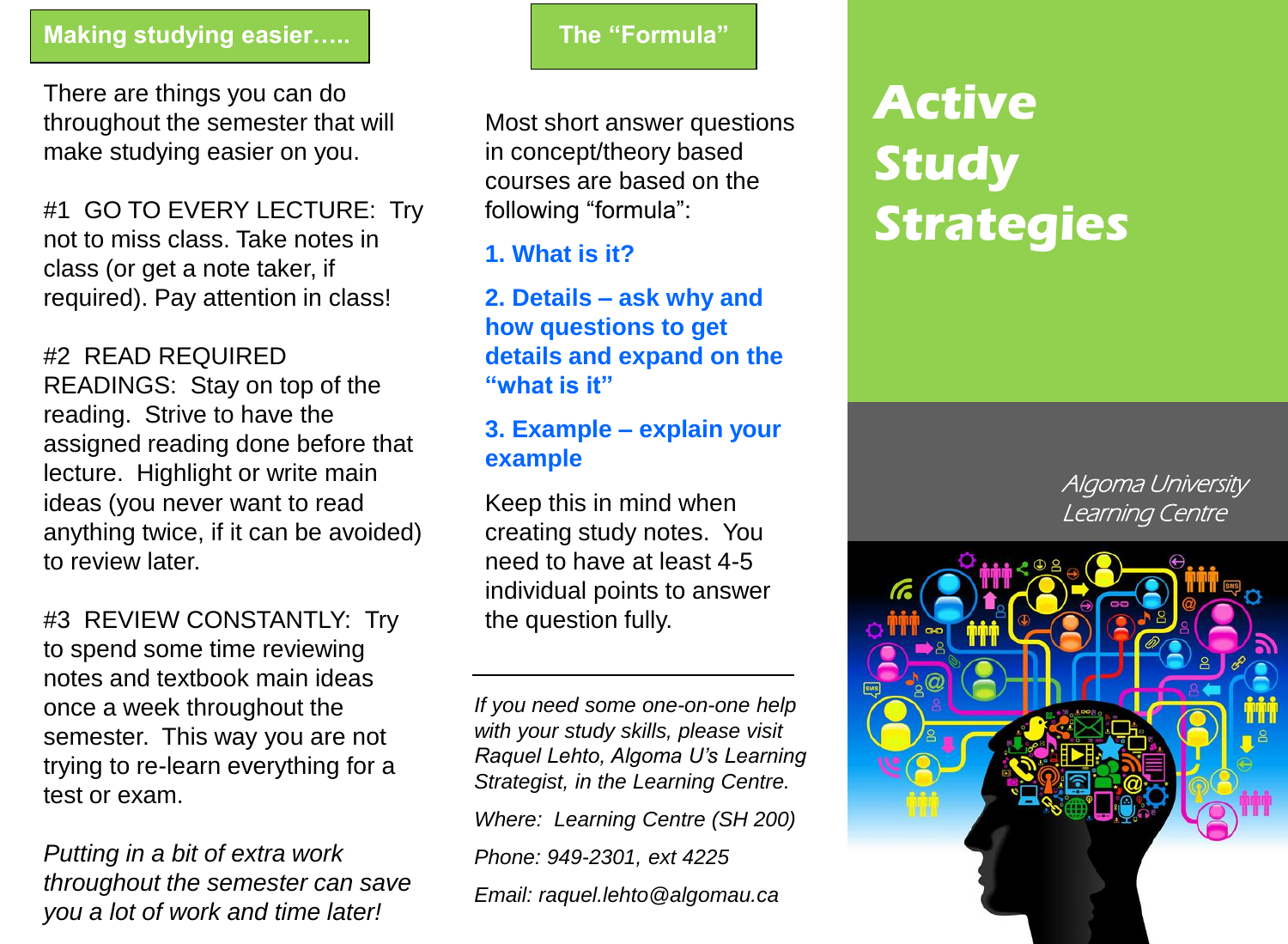## Making studying easier…..

There are things you can do throughout the semester that will make studying easier on you.

#1 GO TO EVERY LECTURE: Try not to miss class. Take notes in class (or get a note taker, if required). Pay attention in class!

#2 READ REQUIRED READINGS: Stay on top of the reading. Strive to have the assigned reading done before that lecture. Highlight or write main ideas (you never want to read anything twice, if it can be avoided) to review later.

#3 REVIEW CONSTANTLY: Try to spend some time reviewing notes and textbook main ideas once a week throughout the semester. This way you are not trying to re-learn everything for a test or exam.

*Putting in a bit of extra work throughout the semester can save you a lot of work and time later!*

## The "Formula"

Most short answer questions in concept/theory based courses are based on the following "formula":

**1. What is it?**

**2. Details – ask why and how questions to get details and expand on the "what is it"**

**3. Example – explain your example**

Keep this in mind when creating study notes. You need to have at least 4-5 individual points to answer the question fully.

---

*If you need some one-on-one help with your study skills, please visit Raquel Lehto, Algoma U's Learning Strategist, in the Learning Centre.*

*Where: Learning Centre (SH 200)*

*Phone: 949-2301, ext 4225*

*Email: raquel.lehto@algomau.ca*

# Active Study Strategies

*Algoma University Learning Centre*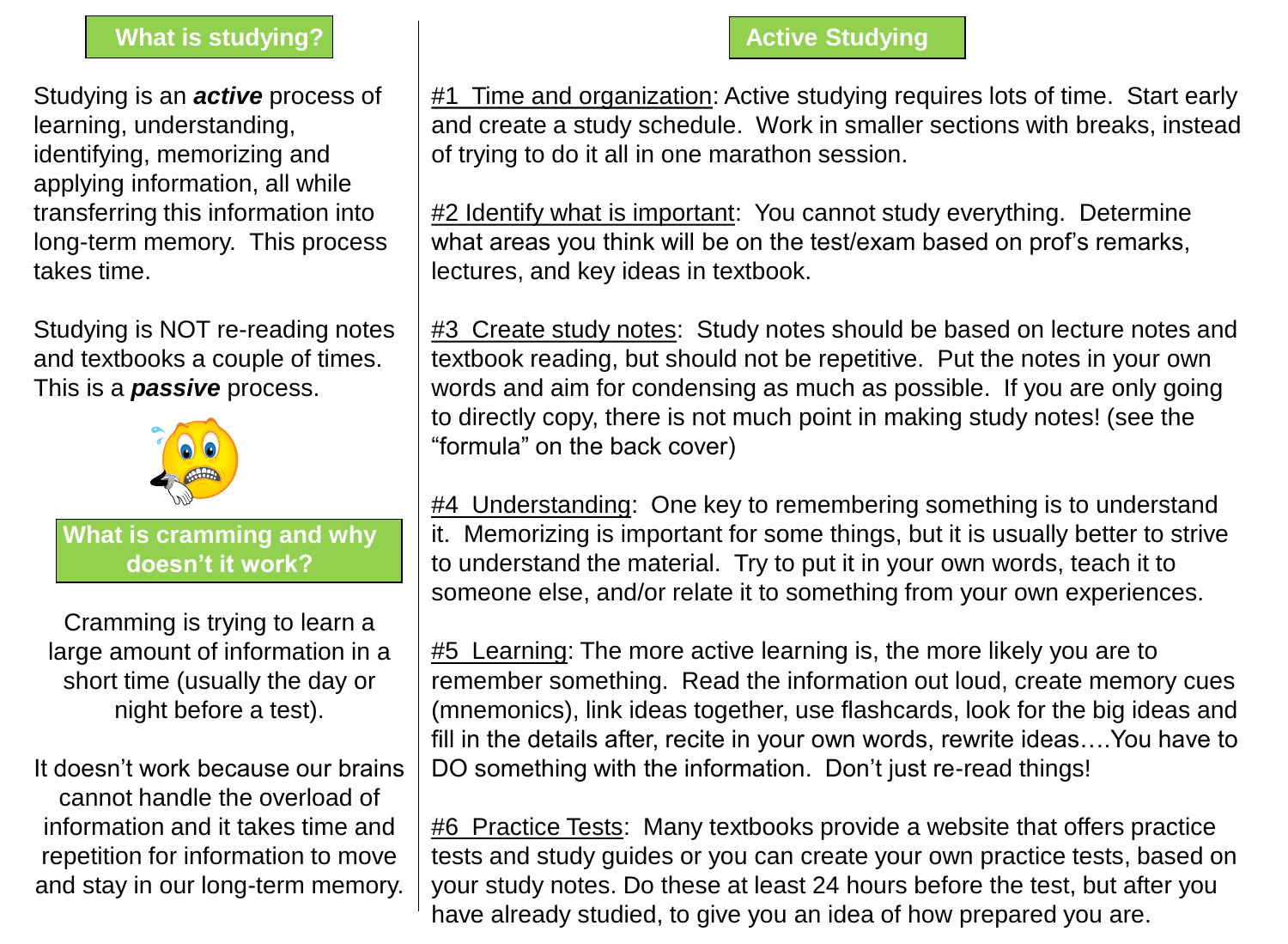## What is studying?

Studying is an ***active*** process of learning, understanding, identifying, memorizing and applying information, all while transferring this information into long-term memory. This process takes time.

Studying is NOT re-reading notes and textbooks a couple of times. This is a ***passive*** process.

## What is cramming and why doesn't it work?

Cramming is trying to learn a large amount of information in a short time (usually the day or night before a test).

It doesn't work because our brains cannot handle the overload of information and it takes time and repetition for information to move and stay in our long-term memory.

## Active Studying

#1 Time and organization: Active studying requires lots of time. Start early and create a study schedule. Work in smaller sections with breaks, instead of trying to do it all in one marathon session.

#2 Identify what is important: You cannot study everything. Determine what areas you think will be on the test/exam based on prof's remarks, lectures, and key ideas in textbook.

#3 Create study notes: Study notes should be based on lecture notes and textbook reading, but should not be repetitive. Put the notes in your own words and aim for condensing as much as possible. If you are only going to directly copy, there is not much point in making study notes! (see the "formula" on the back cover)

#4 Understanding: One key to remembering something is to understand it. Memorizing is important for some things, but it is usually better to strive to understand the material. Try to put it in your own words, teach it to someone else, and/or relate it to something from your own experiences.

#5 Learning: The more active learning is, the more likely you are to remember something. Read the information out loud, create memory cues (mnemonics), link ideas together, use flashcards, look for the big ideas and fill in the details after, recite in your own words, rewrite ideas….You have to DO something with the information. Don't just re-read things!

#6 Practice Tests: Many textbooks provide a website that offers practice tests and study guides or you can create your own practice tests, based on your study notes. Do these at least 24 hours before the test, but after you have already studied, to give you an idea of how prepared you are.